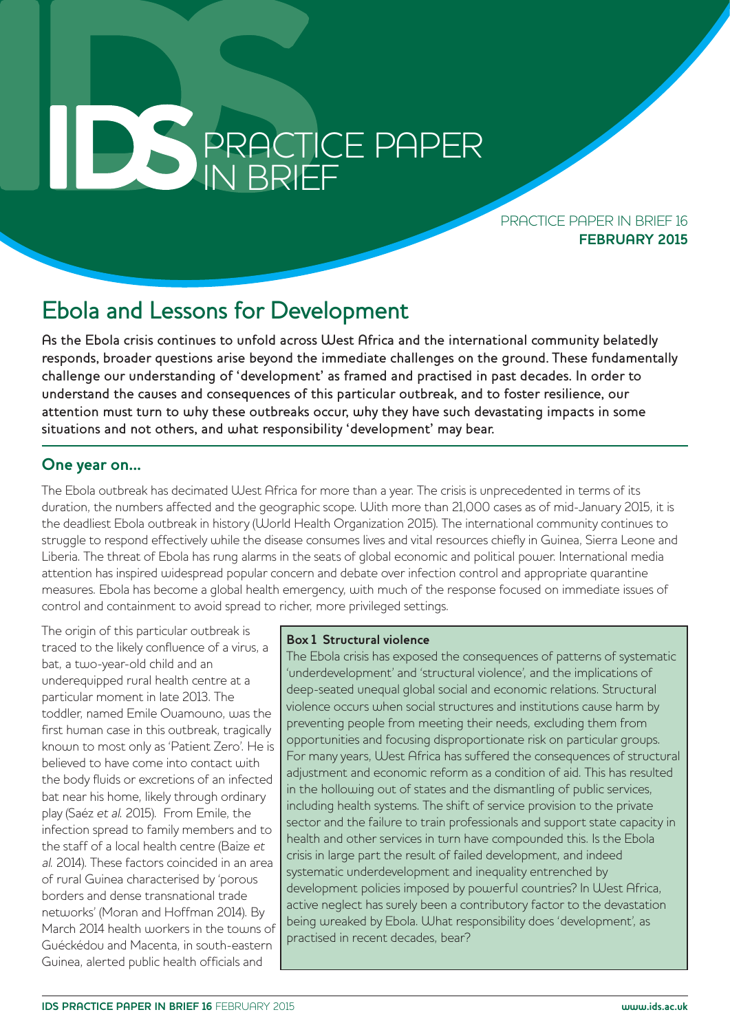# IDS PRACTICE PAPER IN BRIEF

PRACTICE PAPER IN BRIEF 16
**FEBRUARY 2015**

## Ebola and Lessons for Development

**As the Ebola crisis continues to unfold across West Africa and the international community belatedly responds, broader questions arise beyond the immediate challenges on the ground. These fundamentally challenge our understanding of 'development' as framed and practised in past decades. In order to understand the causes and consequences of this particular outbreak, and to foster resilience, our attention must turn to why these outbreaks occur, why they have such devastating impacts in some situations and not others, and what responsibility 'development' may bear.**

### One year on...

The Ebola outbreak has decimated West Africa for more than a year. The crisis is unprecedented in terms of its duration, the numbers affected and the geographic scope. With more than 21,000 cases as of mid-January 2015, it is the deadliest Ebola outbreak in history (World Health Organization 2015). The international community continues to struggle to respond effectively while the disease consumes lives and vital resources chiefly in Guinea, Sierra Leone and Liberia. The threat of Ebola has rung alarms in the seats of global economic and political power. International media attention has inspired widespread popular concern and debate over infection control and appropriate quarantine measures. Ebola has become a global health emergency, with much of the response focused on immediate issues of control and containment to avoid spread to richer, more privileged settings.

The origin of this particular outbreak is traced to the likely confluence of a virus, a bat, a two-year-old child and an underequipped rural health centre at a particular moment in late 2013. The toddler, named Emile Ouamouno, was the first human case in this outbreak, tragically known to most only as 'Patient Zero'. He is believed to have come into contact with the body fluids or excretions of an infected bat near his home, likely through ordinary play (Saéz *et al.* 2015). From Emile, the infection spread to family members and to the staff of a local health centre (Baize *et al.* 2014). These factors coincided in an area of rural Guinea characterised by 'porous borders and dense transnational trade networks' (Moran and Hoffman 2014). By March 2014 health workers in the towns of Guéckédou and Macenta, in south-eastern Guinea, alerted public health officials and

> **Box 1 Structural violence**
>
> The Ebola crisis has exposed the consequences of patterns of systematic 'underdevelopment' and 'structural violence', and the implications of deep-seated unequal global social and economic relations. Structural violence occurs when social structures and institutions cause harm by preventing people from meeting their needs, excluding them from opportunities and focusing disproportionate risk on particular groups. For many years, West Africa has suffered the consequences of structural adjustment and economic reform as a condition of aid. This has resulted in the hollowing out of states and the dismantling of public services, including health systems. The shift of service provision to the private sector and the failure to train professionals and support state capacity in health and other services in turn have compounded this. Is the Ebola crisis in large part the result of failed development, and indeed systematic underdevelopment and inequality entrenched by development policies imposed by powerful countries? In West Africa, active neglect has surely been a contributory factor to the devastation being wreaked by Ebola. What responsibility does 'development', as practised in recent decades, bear?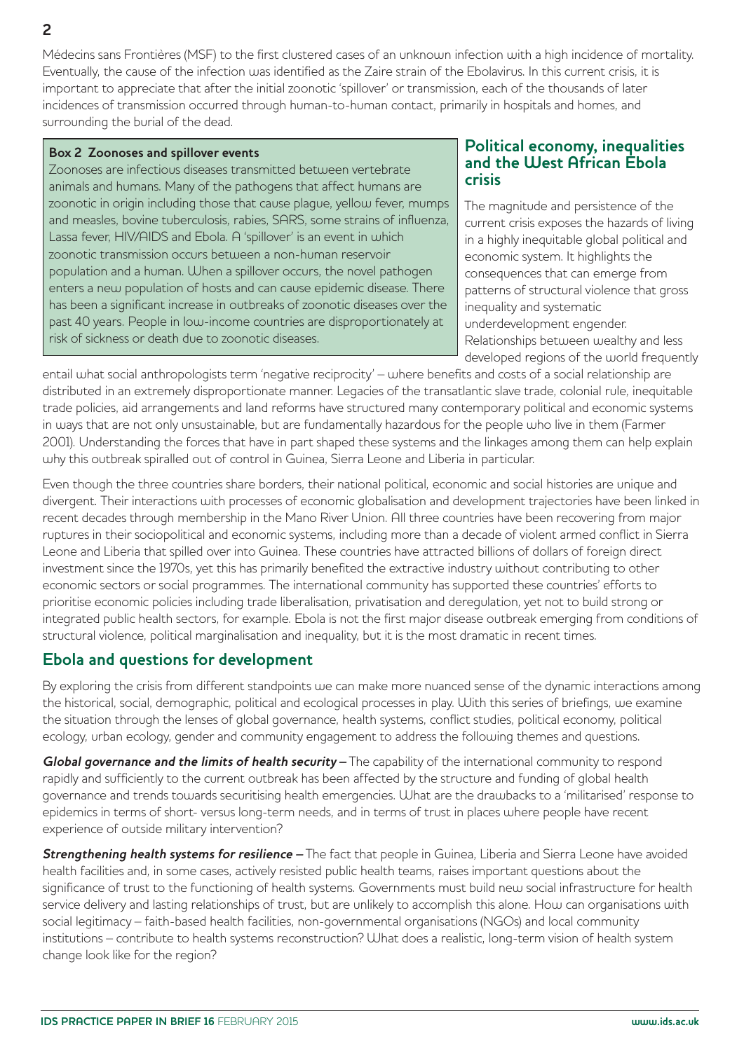Médecins sans Frontières (MSF) to the first clustered cases of an unknown infection with a high incidence of mortality. Eventually, the cause of the infection was identified as the Zaire strain of the Ebolavirus. In this current crisis, it is important to appreciate that after the initial zoonotic 'spillover' or transmission, each of the thousands of later incidences of transmission occurred through human-to-human contact, primarily in hospitals and homes, and surrounding the burial of the dead.

**Box 2 Zoonoses and spillover events**

Zoonoses are infectious diseases transmitted between vertebrate animals and humans. Many of the pathogens that affect humans are zoonotic in origin including those that cause plague, yellow fever, mumps and measles, bovine tuberculosis, rabies, SARS, some strains of influenza, Lassa fever, HIV/AIDS and Ebola. A 'spillover' is an event in which zoonotic transmission occurs between a non-human reservoir population and a human. When a spillover occurs, the novel pathogen enters a new population of hosts and can cause epidemic disease. There has been a significant increase in outbreaks of zoonotic diseases over the past 40 years. People in low-income countries are disproportionately at risk of sickness or death due to zoonotic diseases.

## Political economy, inequalities and the West African Ebola crisis

The magnitude and persistence of the current crisis exposes the hazards of living in a highly inequitable global political and economic system. It highlights the consequences that can emerge from patterns of structural violence that gross inequality and systematic underdevelopment engender. Relationships between wealthy and less developed regions of the world frequently entail what social anthropologists term 'negative reciprocity' – where benefits and costs of a social relationship are distributed in an extremely disproportionate manner. Legacies of the transatlantic slave trade, colonial rule, inequitable trade policies, aid arrangements and land reforms have structured many contemporary political and economic systems in ways that are not only unsustainable, but are fundamentally hazardous for the people who live in them (Farmer 2001). Understanding the forces that have in part shaped these systems and the linkages among them can help explain why this outbreak spiralled out of control in Guinea, Sierra Leone and Liberia in particular.

Even though the three countries share borders, their national political, economic and social histories are unique and divergent. Their interactions with processes of economic globalisation and development trajectories have been linked in recent decades through membership in the Mano River Union. All three countries have been recovering from major ruptures in their sociopolitical and economic systems, including more than a decade of violent armed conflict in Sierra Leone and Liberia that spilled over into Guinea. These countries have attracted billions of dollars of foreign direct investment since the 1970s, yet this has primarily benefited the extractive industry without contributing to other economic sectors or social programmes. The international community has supported these countries' efforts to prioritise economic policies including trade liberalisation, privatisation and deregulation, yet not to build strong or integrated public health sectors, for example. Ebola is not the first major disease outbreak emerging from conditions of structural violence, political marginalisation and inequality, but it is the most dramatic in recent times.

## Ebola and questions for development

By exploring the crisis from different standpoints we can make more nuanced sense of the dynamic interactions among the historical, social, demographic, political and ecological processes in play. With this series of briefings, we examine the situation through the lenses of global governance, health systems, conflict studies, political economy, political ecology, urban ecology, gender and community engagement to address the following themes and questions.

***Global governance and the limits of health security –*** The capability of the international community to respond rapidly and sufficiently to the current outbreak has been affected by the structure and funding of global health governance and trends towards securitising health emergencies. What are the drawbacks to a 'militarised' response to epidemics in terms of short- versus long-term needs, and in terms of trust in places where people have recent experience of outside military intervention?

***Strengthening health systems for resilience –*** The fact that people in Guinea, Liberia and Sierra Leone have avoided health facilities and, in some cases, actively resisted public health teams, raises important questions about the significance of trust to the functioning of health systems. Governments must build new social infrastructure for health service delivery and lasting relationships of trust, but are unlikely to accomplish this alone. How can organisations with social legitimacy – faith-based health facilities, non-governmental organisations (NGOs) and local community institutions – contribute to health systems reconstruction? What does a realistic, long-term vision of health system change look like for the region?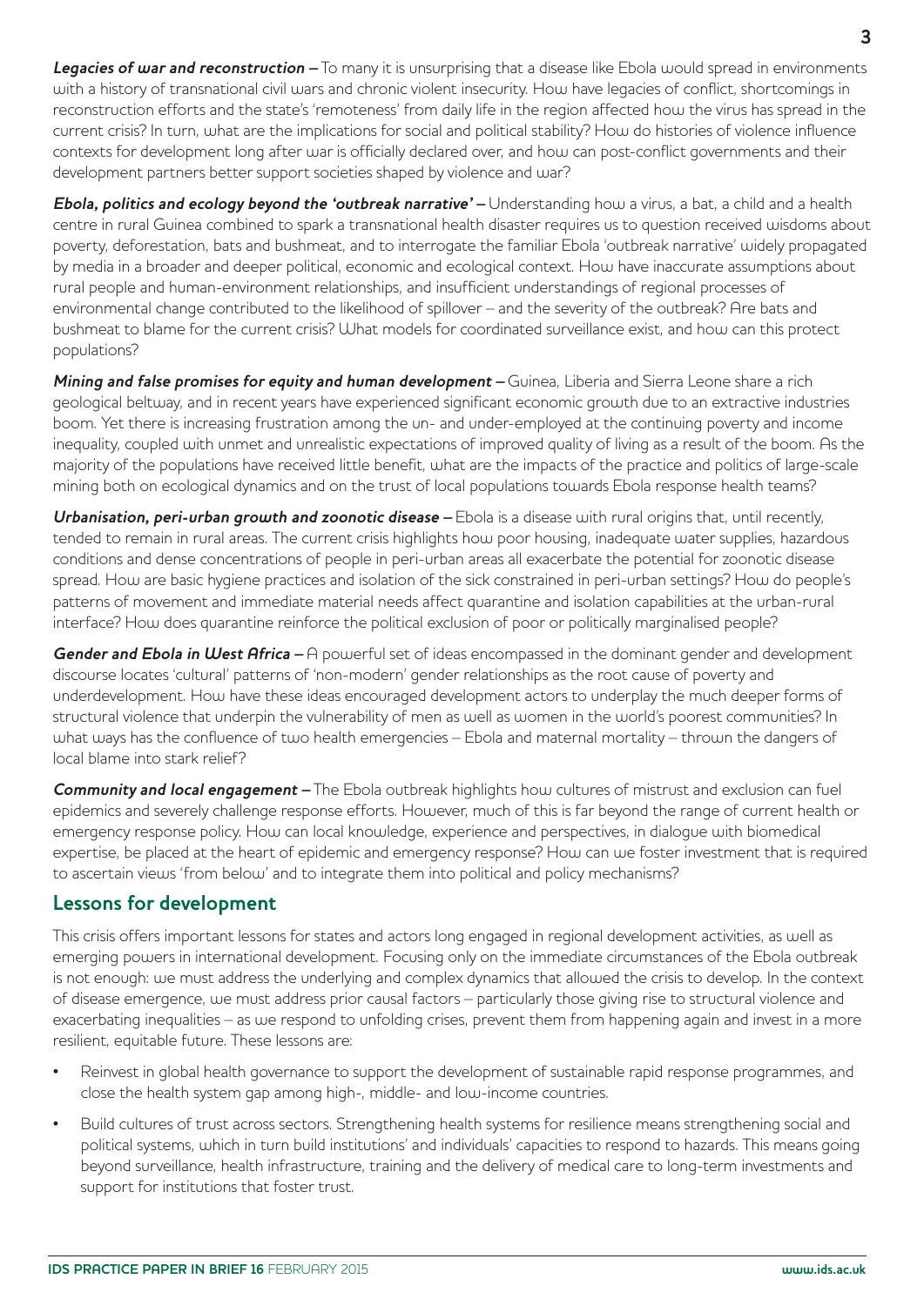***Legacies of war and reconstruction –*** To many it is unsurprising that a disease like Ebola would spread in environments with a history of transnational civil wars and chronic violent insecurity. How have legacies of conflict, shortcomings in reconstruction efforts and the state's 'remoteness' from daily life in the region affected how the virus has spread in the current crisis? In turn, what are the implications for social and political stability? How do histories of violence influence contexts for development long after war is officially declared over, and how can post-conflict governments and their development partners better support societies shaped by violence and war?

***Ebola, politics and ecology beyond the 'outbreak narrative' –*** Understanding how a virus, a bat, a child and a health centre in rural Guinea combined to spark a transnational health disaster requires us to question received wisdoms about poverty, deforestation, bats and bushmeat, and to interrogate the familiar Ebola 'outbreak narrative' widely propagated by media in a broader and deeper political, economic and ecological context. How have inaccurate assumptions about rural people and human-environment relationships, and insufficient understandings of regional processes of environmental change contributed to the likelihood of spillover – and the severity of the outbreak? Are bats and bushmeat to blame for the current crisis? What models for coordinated surveillance exist, and how can this protect populations?

***Mining and false promises for equity and human development –*** Guinea, Liberia and Sierra Leone share a rich geological beltway, and in recent years have experienced significant economic growth due to an extractive industries boom. Yet there is increasing frustration among the un- and under-employed at the continuing poverty and income inequality, coupled with unmet and unrealistic expectations of improved quality of living as a result of the boom. As the majority of the populations have received little benefit, what are the impacts of the practice and politics of large-scale mining both on ecological dynamics and on the trust of local populations towards Ebola response health teams?

***Urbanisation, peri-urban growth and zoonotic disease –*** Ebola is a disease with rural origins that, until recently, tended to remain in rural areas. The current crisis highlights how poor housing, inadequate water supplies, hazardous conditions and dense concentrations of people in peri-urban areas all exacerbate the potential for zoonotic disease spread. How are basic hygiene practices and isolation of the sick constrained in peri-urban settings? How do people's patterns of movement and immediate material needs affect quarantine and isolation capabilities at the urban-rural interface? How does quarantine reinforce the political exclusion of poor or politically marginalised people?

***Gender and Ebola in West Africa –*** A powerful set of ideas encompassed in the dominant gender and development discourse locates 'cultural' patterns of 'non-modern' gender relationships as the root cause of poverty and underdevelopment. How have these ideas encouraged development actors to underplay the much deeper forms of structural violence that underpin the vulnerability of men as well as women in the world's poorest communities? In what ways has the confluence of two health emergencies – Ebola and maternal mortality – thrown the dangers of local blame into stark relief?

***Community and local engagement –*** The Ebola outbreak highlights how cultures of mistrust and exclusion can fuel epidemics and severely challenge response efforts. However, much of this is far beyond the range of current health or emergency response policy. How can local knowledge, experience and perspectives, in dialogue with biomedical expertise, be placed at the heart of epidemic and emergency response? How can we foster investment that is required to ascertain views 'from below' and to integrate them into political and policy mechanisms?

## Lessons for development

This crisis offers important lessons for states and actors long engaged in regional development activities, as well as emerging powers in international development. Focusing only on the immediate circumstances of the Ebola outbreak is not enough: we must address the underlying and complex dynamics that allowed the crisis to develop. In the context of disease emergence, we must address prior causal factors – particularly those giving rise to structural violence and exacerbating inequalities – as we respond to unfolding crises, prevent them from happening again and invest in a more resilient, equitable future. These lessons are:

- Reinvest in global health governance to support the development of sustainable rapid response programmes, and close the health system gap among high-, middle- and low-income countries.
- Build cultures of trust across sectors. Strengthening health systems for resilience means strengthening social and political systems, which in turn build institutions' and individuals' capacities to respond to hazards. This means going beyond surveillance, health infrastructure, training and the delivery of medical care to long-term investments and support for institutions that foster trust.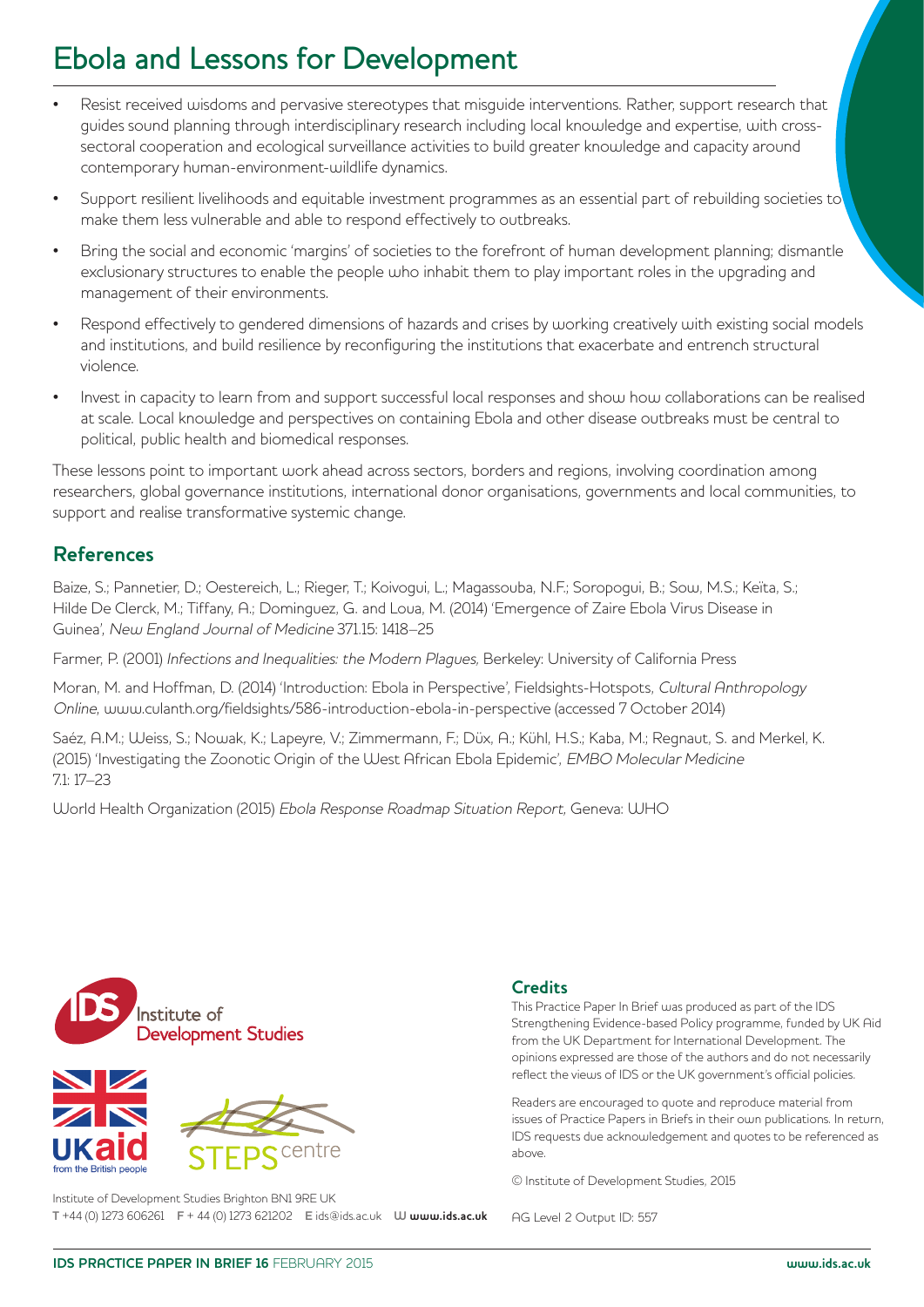# Ebola and Lessons for Development

- Resist received wisdoms and pervasive stereotypes that misguide interventions. Rather, support research that guides sound planning through interdisciplinary research including local knowledge and expertise, with cross-sectoral cooperation and ecological surveillance activities to build greater knowledge and capacity around contemporary human-environment-wildlife dynamics.
- Support resilient livelihoods and equitable investment programmes as an essential part of rebuilding societies to make them less vulnerable and able to respond effectively to outbreaks.
- Bring the social and economic 'margins' of societies to the forefront of human development planning; dismantle exclusionary structures to enable the people who inhabit them to play important roles in the upgrading and management of their environments.
- Respond effectively to gendered dimensions of hazards and crises by working creatively with existing social models and institutions, and build resilience by reconfiguring the institutions that exacerbate and entrench structural violence.
- Invest in capacity to learn from and support successful local responses and show how collaborations can be realised at scale. Local knowledge and perspectives on containing Ebola and other disease outbreaks must be central to political, public health and biomedical responses.

These lessons point to important work ahead across sectors, borders and regions, involving coordination among researchers, global governance institutions, international donor organisations, governments and local communities, to support and realise transformative systemic change.

## References

Baize, S.; Pannetier, D.; Oestereich, L.; Rieger, T.; Koivogui, L.; Magassouba, N.F.; Soropogui, B.; Sow, M.S.; Keïta, S.; Hilde De Clerck, M.; Tiffany, A.; Dominguez, G. and Loua, M. (2014) 'Emergence of Zaire Ebola Virus Disease in Guinea', *New England Journal of Medicine* 371.15: 1418–25

Farmer, P. (2001) *Infections and Inequalities: the Modern Plagues,* Berkeley: University of California Press

Moran, M. and Hoffman, D. (2014) 'Introduction: Ebola in Perspective', Fieldsights-Hotspots, *Cultural Anthropology Online*, www.culanth.org/fieldsights/586-introduction-ebola-in-perspective (accessed 7 October 2014)

Saéz, A.M.; Weiss, S.; Nowak, K.; Lapeyre, V.; Zimmermann, F.; Düx, A.; Kühl, H.S.; Kaba, M.; Regnaut, S. and Merkel, K. (2015) 'Investigating the Zoonotic Origin of the West African Ebola Epidemic', *EMBO Molecular Medicine* 7.1: 17–23

World Health Organization (2015) *Ebola Response Roadmap Situation Report,* Geneva: WHO

IDS Institute of Development Studies

UKaid from the British people

STEPS centre

Institute of Development Studies Brighton BN1 9RE UK
**T** +44 (0) 1273 606261 **F** + 44 (0) 1273 621202 **E** ids@ids.ac.uk **W** **www.ids.ac.uk**

### Credits

This Practice Paper In Brief was produced as part of the IDS Strengthening Evidence-based Policy programme, funded by UK Aid from the UK Department for International Development. The opinions expressed are those of the authors and do not necessarily reflect the views of IDS or the UK government's official policies.

Readers are encouraged to quote and reproduce material from issues of Practice Papers in Briefs in their own publications. In return, IDS requests due acknowledgement and quotes to be referenced as above.

© Institute of Development Studies, 2015

AG Level 2 Output ID: 557